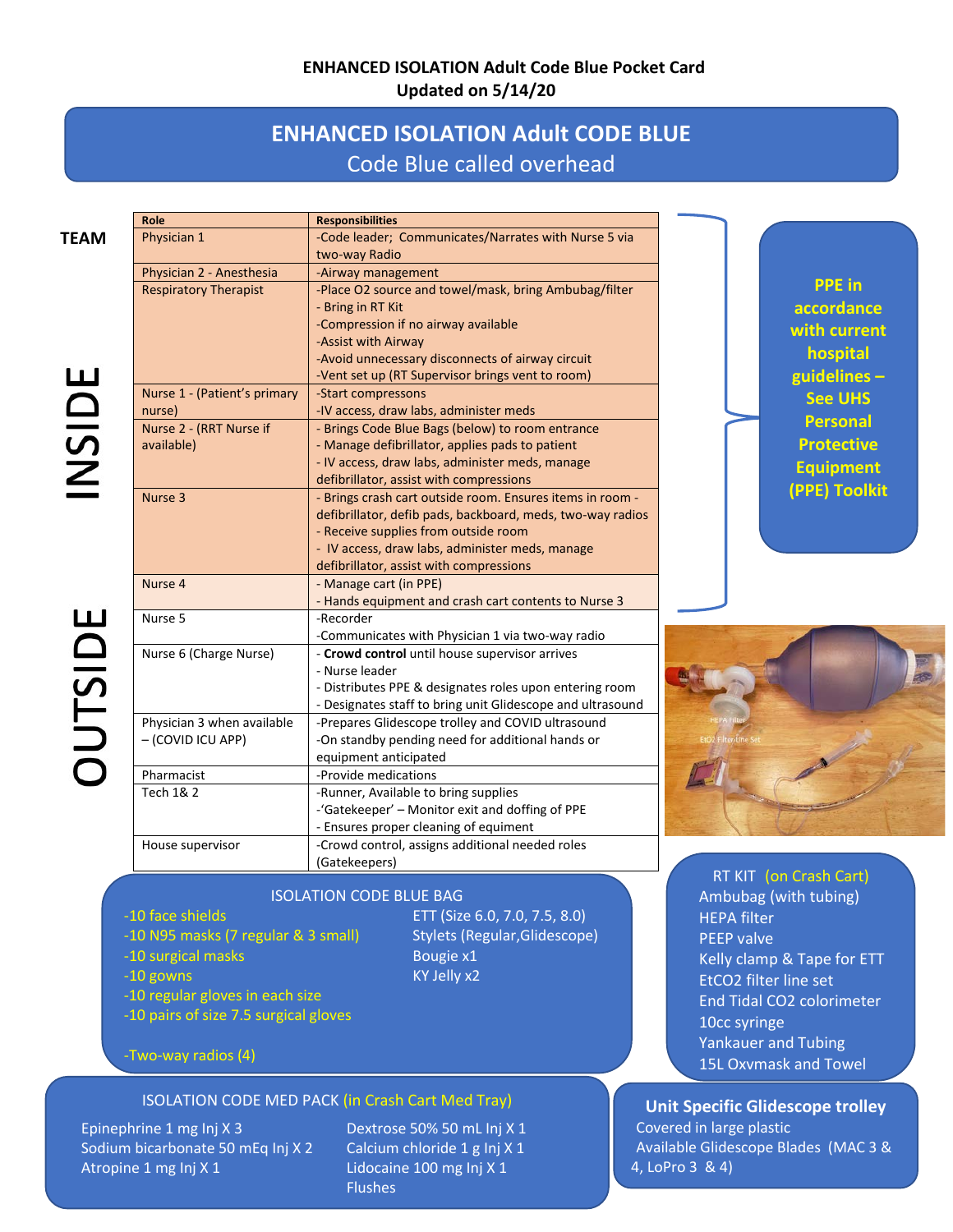# ENHANCED ISOLATION Adult Code Blue Pocket Card

**Updated on 5/14/20**

## ENHANCED ISOLATION Adult CODE BLUE

Code Blue called overhead

**TEAM**

| | Role | Responsibilities |
|---|---|---|
| INSIDE | Physician 1 | -Code leader; Communicates/Narrates with Nurse 5 via two-way Radio |
| INSIDE | Physician 2 - Anesthesia | -Airway management |
| INSIDE | Respiratory Therapist | -Place O2 source and towel/mask, bring Ambubag/filter<br>- Bring in RT Kit<br>-Compression if no airway available<br>-Assist with Airway<br>-Avoid unnecessary disconnects of airway circuit<br>-Vent set up (RT Supervisor brings vent to room) |
| INSIDE | Nurse 1 - (Patient's primary nurse) | -Start compressons<br>-IV access, draw labs, administer meds |
| INSIDE | Nurse 2 - (RRT Nurse if available) | - Brings Code Blue Bags (below) to room entrance<br>- Manage defibrillator, applies pads to patient<br>- IV access, draw labs, administer meds, manage defibrillator, assist with compressions |
| INSIDE | Nurse 3 | - Brings crash cart outside room. Ensures items in room - defibrillator, defib pads, backboard, meds, two-way radios<br>- Receive supplies from outside room<br>- IV access, draw labs, administer meds, manage defibrillator, assist with compressions |
| OUTSIDE | Nurse 4 | - Manage cart (in PPE)<br>- Hands equipment and crash cart contents to Nurse 3 |
| OUTSIDE | Nurse 5 | -Recorder<br>-Communicates with Physician 1 via two-way radio |
| OUTSIDE | Nurse 6 (Charge Nurse) | - **Crowd control** until house supervisor arrives<br>- Nurse leader<br>- Distributes PPE & designates roles upon entering room<br>- Designates staff to bring unit Glidescope and ultrasound |
| OUTSIDE | Physician 3 when available – (COVID ICU APP) | -Prepares Glidescope trolley and COVID ultrasound<br>-On standby pending need for additional hands or equipment anticipated |
| OUTSIDE | Pharmacist | -Provide medications |
| OUTSIDE | Tech 1& 2 | -Runner, Available to bring supplies<br>-'Gatekeeper' – Monitor exit and doffing of PPE<br>- Ensures proper cleaning of equiment |
| OUTSIDE | House supervisor | -Crowd control, assigns additional needed roles (Gatekeepers) |

**PPE in accordance with current hospital guidelines – See UHS Personal Protective Equipment (PPE) Toolkit**

HEPA Filter

EtO2 Filter Line Set

### ISOLATION CODE BLUE BAG

- -10 face shields
- -10 N95 masks (7 regular & 3 small)
- -10 surgical masks
- -10 gowns
- -10 regular gloves in each size
- -10 pairs of size 7.5 surgical gloves
- -Two-way radios (4)

ETT (Size 6.0, 7.0, 7.5, 8.0)
Stylets (Regular,Glidescope)
Bougie x1
KY Jelly x2

### RT KIT (on Crash Cart)

Ambubag (with tubing)
HEPA filter
PEEP valve
Kelly clamp & Tape for ETT
EtCO2 filter line set
End Tidal CO2 colorimeter
10cc syringe
Yankauer and Tubing
15L Oxvmask and Towel

### ISOLATION CODE MED PACK (in Crash Cart Med Tray)

Epinephrine 1 mg Inj X 3
Sodium bicarbonate 50 mEq Inj X 2
Atropine 1 mg Inj X 1
Dextrose 50% 50 mL Inj X 1
Calcium chloride 1 g Inj X 1
Lidocaine 100 mg Inj X 1
Flushes

### Unit Specific Glidescope trolley

Covered in large plastic
Available Glidescope Blades (MAC 3 & 4, LoPro 3 & 4)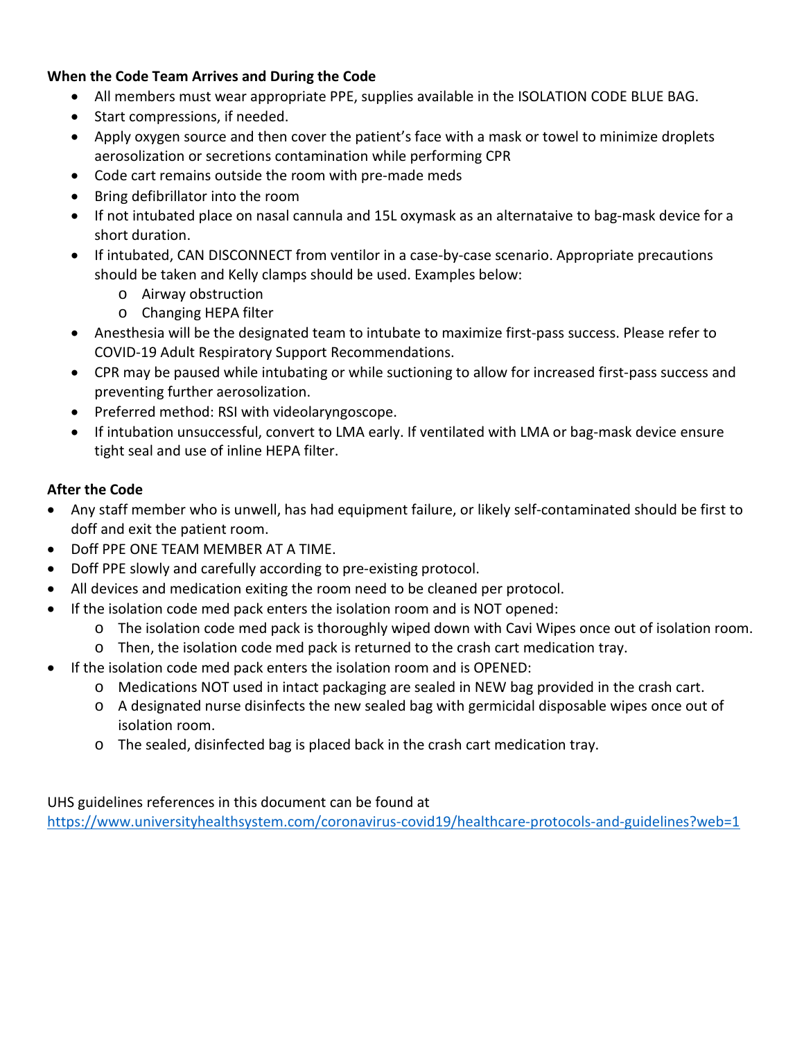**When the Code Team Arrives and During the Code**

- All members must wear appropriate PPE, supplies available in the ISOLATION CODE BLUE BAG.
- Start compressions, if needed.
- Apply oxygen source and then cover the patient's face with a mask or towel to minimize droplets aerosolization or secretions contamination while performing CPR
- Code cart remains outside the room with pre-made meds
- Bring defibrillator into the room
- If not intubated place on nasal cannula and 15L oxymask as an alternataive to bag-mask device for a short duration.
- If intubated, CAN DISCONNECT from ventilor in a case-by-case scenario. Appropriate precautions should be taken and Kelly clamps should be used. Examples below:
  - Airway obstruction
  - Changing HEPA filter
- Anesthesia will be the designated team to intubate to maximize first-pass success. Please refer to COVID-19 Adult Respiratory Support Recommendations.
- CPR may be paused while intubating or while suctioning to allow for increased first-pass success and preventing further aerosolization.
- Preferred method: RSI with videolaryngoscope.
- If intubation unsuccessful, convert to LMA early. If ventilated with LMA or bag-mask device ensure tight seal and use of inline HEPA filter.

**After the Code**

- Any staff member who is unwell, has had equipment failure, or likely self-contaminated should be first to doff and exit the patient room.
- Doff PPE ONE TEAM MEMBER AT A TIME.
- Doff PPE slowly and carefully according to pre-existing protocol.
- All devices and medication exiting the room need to be cleaned per protocol.
- If the isolation code med pack enters the isolation room and is NOT opened:
  - The isolation code med pack is thoroughly wiped down with Cavi Wipes once out of isolation room.
  - Then, the isolation code med pack is returned to the crash cart medication tray.
- If the isolation code med pack enters the isolation room and is OPENED:
  - Medications NOT used in intact packaging are sealed in NEW bag provided in the crash cart.
  - A designated nurse disinfects the new sealed bag with germicidal disposable wipes once out of isolation room.
  - The sealed, disinfected bag is placed back in the crash cart medication tray.

UHS guidelines references in this document can be found at
https://www.universityhealthsystem.com/coronavirus-covid19/healthcare-protocols-and-guidelines?web=1